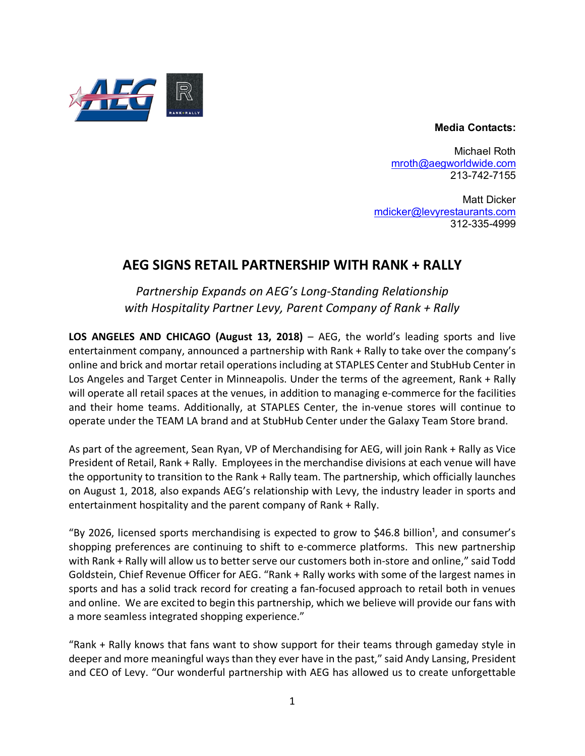**Media Contacts:**

Michael Roth
mroth@aegworldwide.com
213-742-7155

Matt Dicker
mdicker@levyrestaurants.com
312-335-4999

# AEG SIGNS RETAIL PARTNERSHIP WITH RANK + RALLY

*Partnership Expands on AEG's Long-Standing Relationship with Hospitality Partner Levy, Parent Company of Rank + Rally*

**LOS ANGELES AND CHICAGO (August 13, 2018)** – AEG, the world's leading sports and live entertainment company, announced a partnership with Rank + Rally to take over the company's online and brick and mortar retail operations including at STAPLES Center and StubHub Center in Los Angeles and Target Center in Minneapolis. Under the terms of the agreement, Rank + Rally will operate all retail spaces at the venues, in addition to managing e-commerce for the facilities and their home teams. Additionally, at STAPLES Center, the in-venue stores will continue to operate under the TEAM LA brand and at StubHub Center under the Galaxy Team Store brand.

As part of the agreement, Sean Ryan, VP of Merchandising for AEG, will join Rank + Rally as Vice President of Retail, Rank + Rally. Employees in the merchandise divisions at each venue will have the opportunity to transition to the Rank + Rally team. The partnership, which officially launches on August 1, 2018, also expands AEG's relationship with Levy, the industry leader in sports and entertainment hospitality and the parent company of Rank + Rally.

"By 2026, licensed sports merchandising is expected to grow to $46.8 billion[1], and consumer's shopping preferences are continuing to shift to e-commerce platforms. This new partnership with Rank + Rally will allow us to better serve our customers both in-store and online," said Todd Goldstein, Chief Revenue Officer for AEG. "Rank + Rally works with some of the largest names in sports and has a solid track record for creating a fan-focused approach to retail both in venues and online. We are excited to begin this partnership, which we believe will provide our fans with a more seamless integrated shopping experience."

"Rank + Rally knows that fans want to show support for their teams through gameday style in deeper and more meaningful ways than they ever have in the past," said Andy Lansing, President and CEO of Levy. "Our wonderful partnership with AEG has allowed us to create unforgettable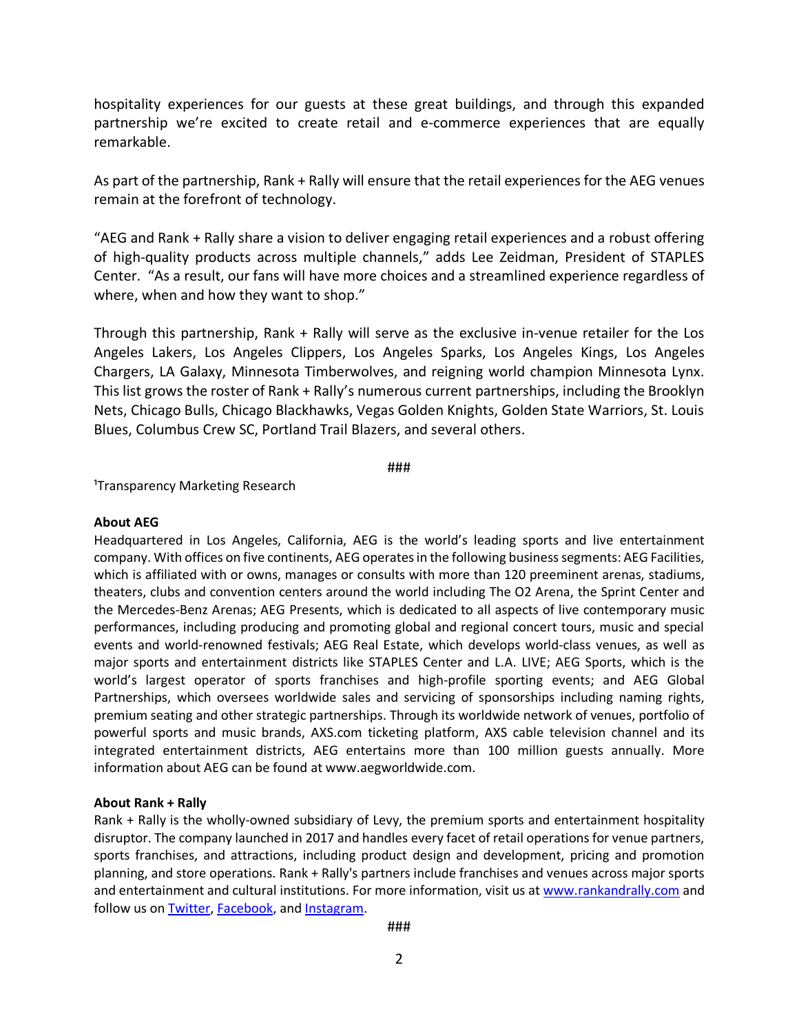hospitality experiences for our guests at these great buildings, and through this expanded partnership we're excited to create retail and e-commerce experiences that are equally remarkable.

As part of the partnership, Rank + Rally will ensure that the retail experiences for the AEG venues remain at the forefront of technology.

"AEG and Rank + Rally share a vision to deliver engaging retail experiences and a robust offering of high-quality products across multiple channels," adds Lee Zeidman, President of STAPLES Center. "As a result, our fans will have more choices and a streamlined experience regardless of where, when and how they want to shop."

Through this partnership, Rank + Rally will serve as the exclusive in-venue retailer for the Los Angeles Lakers, Los Angeles Clippers, Los Angeles Sparks, Los Angeles Kings, Los Angeles Chargers, LA Galaxy, Minnesota Timberwolves, and reigning world champion Minnesota Lynx. This list grows the roster of Rank + Rally's numerous current partnerships, including the Brooklyn Nets, Chicago Bulls, Chicago Blackhawks, Vegas Golden Knights, Golden State Warriors, St. Louis Blues, Columbus Crew SC, Portland Trail Blazers, and several others.

###

[1]Transparency Marketing Research

**About AEG**

Headquartered in Los Angeles, California, AEG is the world's leading sports and live entertainment company. With offices on five continents, AEG operates in the following business segments: AEG Facilities, which is affiliated with or owns, manages or consults with more than 120 preeminent arenas, stadiums, theaters, clubs and convention centers around the world including The O2 Arena, the Sprint Center and the Mercedes-Benz Arenas; AEG Presents, which is dedicated to all aspects of live contemporary music performances, including producing and promoting global and regional concert tours, music and special events and world-renowned festivals; AEG Real Estate, which develops world-class venues, as well as major sports and entertainment districts like STAPLES Center and L.A. LIVE; AEG Sports, which is the world's largest operator of sports franchises and high-profile sporting events; and AEG Global Partnerships, which oversees worldwide sales and servicing of sponsorships including naming rights, premium seating and other strategic partnerships. Through its worldwide network of venues, portfolio of powerful sports and music brands, AXS.com ticketing platform, AXS cable television channel and its integrated entertainment districts, AEG entertains more than 100 million guests annually. More information about AEG can be found at www.aegworldwide.com.

**About Rank + Rally**

Rank + Rally is the wholly-owned subsidiary of Levy, the premium sports and entertainment hospitality disruptor. The company launched in 2017 and handles every facet of retail operations for venue partners, sports franchises, and attractions, including product design and development, pricing and promotion planning, and store operations. Rank + Rally's partners include franchises and venues across major sports and entertainment and cultural institutions. For more information, visit us at www.rankandrally.com and follow us on Twitter, Facebook, and Instagram.

###